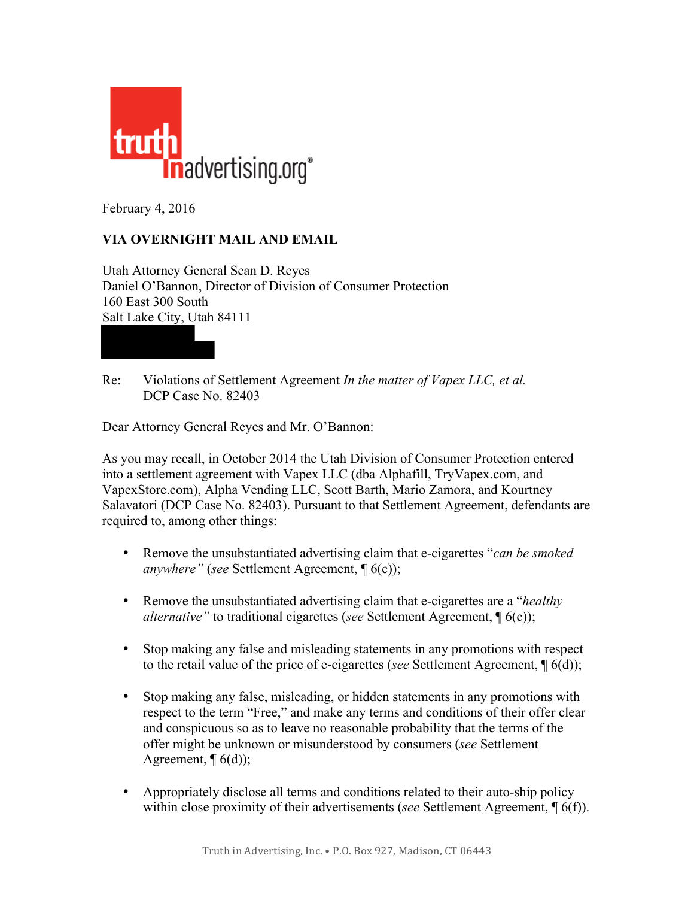February 4, 2016

**VIA OVERNIGHT MAIL AND EMAIL**

Utah Attorney General Sean D. Reyes
Daniel O'Bannon, Director of Division of Consumer Protection
160 East 300 South
Salt Lake City, Utah 84111

Re: Violations of Settlement Agreement *In the matter of Vapex LLC, et al.*
DCP Case No. 82403

Dear Attorney General Reyes and Mr. O'Bannon:

As you may recall, in October 2014 the Utah Division of Consumer Protection entered into a settlement agreement with Vapex LLC (dba Alphafill, TryVapex.com, and VapexStore.com), Alpha Vending LLC, Scott Barth, Mario Zamora, and Kourtney Salavatori (DCP Case No. 82403). Pursuant to that Settlement Agreement, defendants are required to, among other things:

- Remove the unsubstantiated advertising claim that e-cigarettes "*can be smoked anywhere*" (*see* Settlement Agreement, ¶ 6(c));
- Remove the unsubstantiated advertising claim that e-cigarettes are a "*healthy alternative*" to traditional cigarettes (*see* Settlement Agreement, ¶ 6(c));
- Stop making any false and misleading statements in any promotions with respect to the retail value of the price of e-cigarettes (*see* Settlement Agreement, ¶ 6(d));
- Stop making any false, misleading, or hidden statements in any promotions with respect to the term "Free," and make any terms and conditions of their offer clear and conspicuous so as to leave no reasonable probability that the terms of the offer might be unknown or misunderstood by consumers (*see* Settlement Agreement, ¶ 6(d));
- Appropriately disclose all terms and conditions related to their auto-ship policy within close proximity of their advertisements (*see* Settlement Agreement, ¶ 6(f)).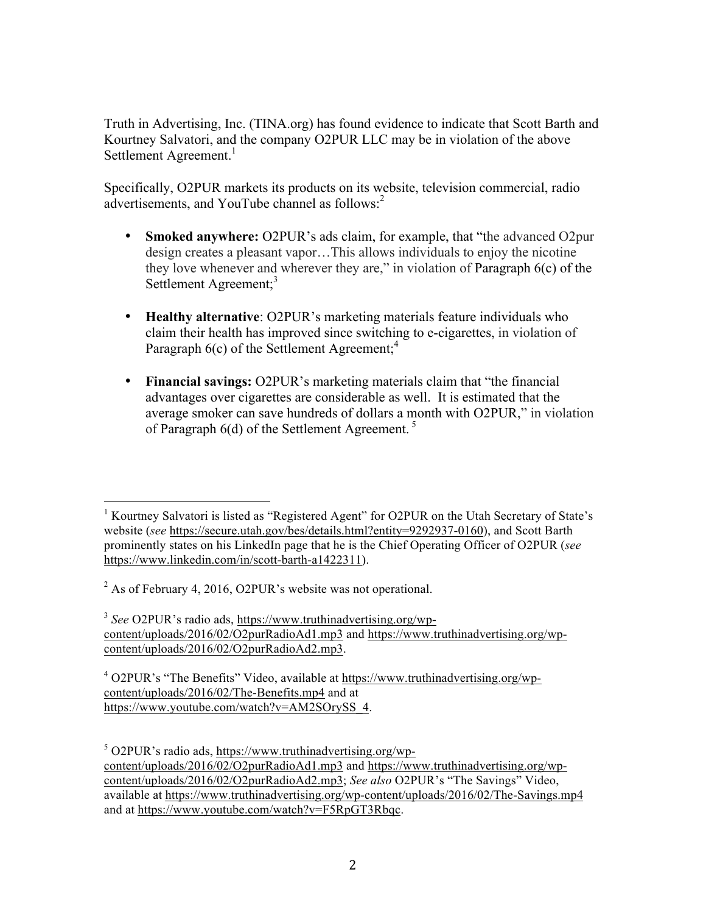Truth in Advertising, Inc. (TINA.org) has found evidence to indicate that Scott Barth and Kourtney Salvatori, and the company O2PUR LLC may be in violation of the above Settlement Agreement.[1]

Specifically, O2PUR markets its products on its website, television commercial, radio advertisements, and YouTube channel as follows:[2]

- **Smoked anywhere:** O2PUR's ads claim, for example, that "the advanced O2pur design creates a pleasant vapor…This allows individuals to enjoy the nicotine they love whenever and wherever they are," in violation of Paragraph 6(c) of the Settlement Agreement;[3]
- **Healthy alternative**: O2PUR's marketing materials feature individuals who claim their health has improved since switching to e-cigarettes, in violation of Paragraph 6(c) of the Settlement Agreement;[4]
- **Financial savings:** O2PUR's marketing materials claim that "the financial advantages over cigarettes are considerable as well. It is estimated that the average smoker can save hundreds of dollars a month with O2PUR," in violation of Paragraph 6(d) of the Settlement Agreement.[5]

---

[1] Kourtney Salvatori is listed as "Registered Agent" for O2PUR on the Utah Secretary of State's website (*see* https://secure.utah.gov/bes/details.html?entity=9292937-0160), and Scott Barth prominently states on his LinkedIn page that he is the Chief Operating Officer of O2PUR (*see* https://www.linkedin.com/in/scott-barth-a1422311).

[2] As of February 4, 2016, O2PUR's website was not operational.

[3] *See* O2PUR's radio ads, https://www.truthinadvertising.org/wp-content/uploads/2016/02/O2purRadioAd1.mp3 and https://www.truthinadvertising.org/wp-content/uploads/2016/02/O2purRadioAd2.mp3.

[4] O2PUR's "The Benefits" Video, available at https://www.truthinadvertising.org/wp-content/uploads/2016/02/The-Benefits.mp4 and at https://www.youtube.com/watch?v=AM2SOrySS_4.

[5] O2PUR's radio ads, https://www.truthinadvertising.org/wp-content/uploads/2016/02/O2purRadioAd1.mp3 and https://www.truthinadvertising.org/wp-content/uploads/2016/02/O2purRadioAd2.mp3; *See also* O2PUR's "The Savings" Video, available at https://www.truthinadvertising.org/wp-content/uploads/2016/02/The-Savings.mp4 and at https://www.youtube.com/watch?v=F5RpGT3Rbqc.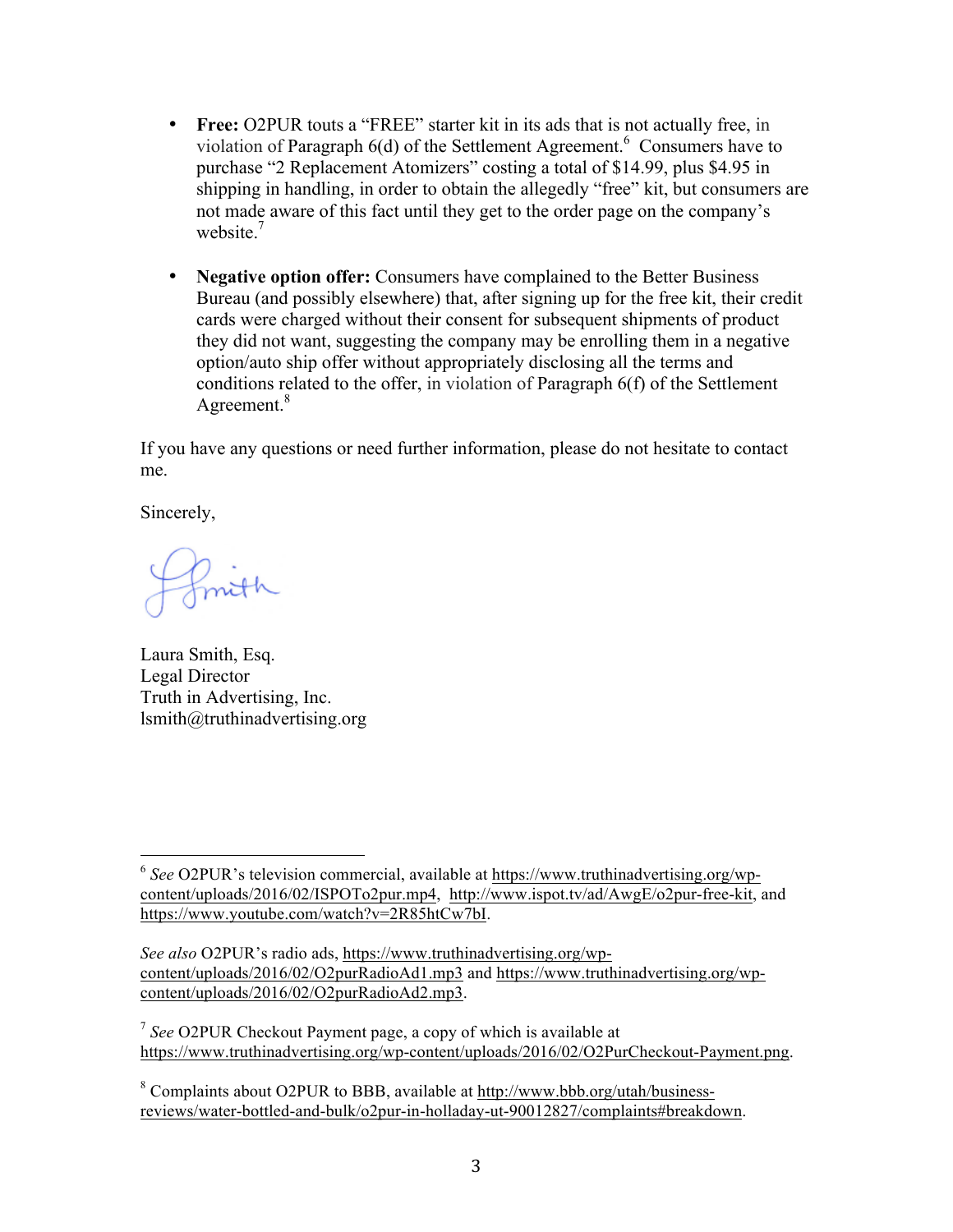- **Free:** O2PUR touts a "FREE" starter kit in its ads that is not actually free, in violation of Paragraph 6(d) of the Settlement Agreement.[6] Consumers have to purchase "2 Replacement Atomizers" costing a total of $14.99, plus $4.95 in shipping in handling, in order to obtain the allegedly "free" kit, but consumers are not made aware of this fact until they get to the order page on the company's website.[7]

- **Negative option offer:** Consumers have complained to the Better Business Bureau (and possibly elsewhere) that, after signing up for the free kit, their credit cards were charged without their consent for subsequent shipments of product they did not want, suggesting the company may be enrolling them in a negative option/auto ship offer without appropriately disclosing all the terms and conditions related to the offer, in violation of Paragraph 6(f) of the Settlement Agreement.[8]

If you have any questions or need further information, please do not hesitate to contact me.

Sincerely,

Laura Smith, Esq.
Legal Director
Truth in Advertising, Inc.
lsmith@truthinadvertising.org

---

[6] *See* O2PUR's television commercial, available at https://www.truthinadvertising.org/wp-content/uploads/2016/02/ISPOTo2pur.mp4, http://www.ispot.tv/ad/AwgE/o2pur-free-kit, and https://www.youtube.com/watch?v=2R85htCw7bI.

*See also* O2PUR's radio ads, https://www.truthinadvertising.org/wp-content/uploads/2016/02/O2purRadioAd1.mp3 and https://www.truthinadvertising.org/wp-content/uploads/2016/02/O2purRadioAd2.mp3.

[7] *See* O2PUR Checkout Payment page, a copy of which is available at https://www.truthinadvertising.org/wp-content/uploads/2016/02/O2PurCheckout-Payment.png.

[8] Complaints about O2PUR to BBB, available at http://www.bbb.org/utah/business-reviews/water-bottled-and-bulk/o2pur-in-holladay-ut-90012827/complaints#breakdown.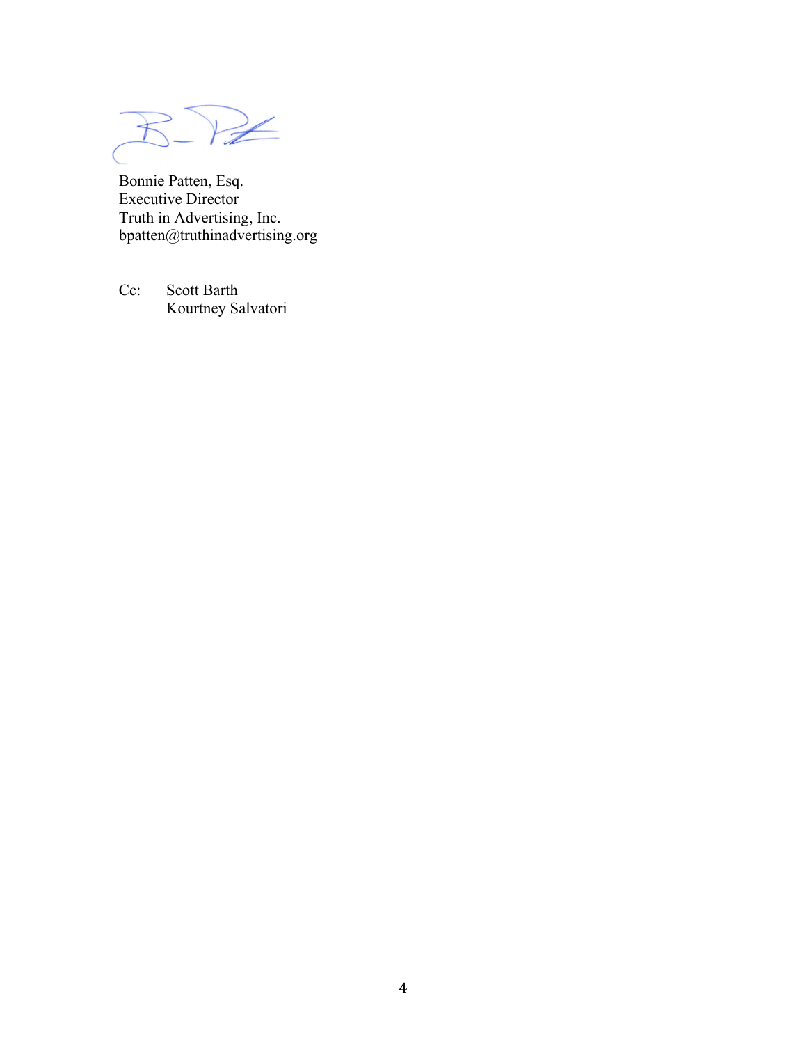Bonnie Patten, Esq.
Executive Director
Truth in Advertising, Inc.
bpatten@truthinadvertising.org

Cc: Scott Barth
Kourtney Salvatori